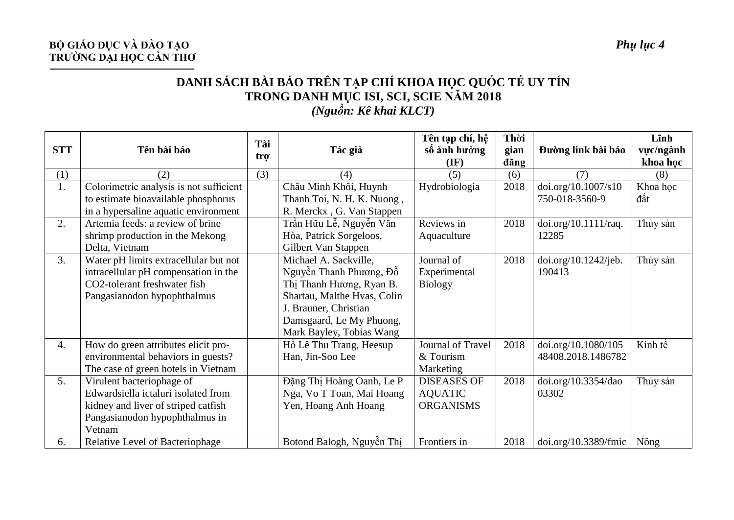**BỘ GIÁO DỤC VÀ ĐÀO TẠO**
**TRƯỜNG ĐẠI HỌC CẦN THƠ**

*Phụ lục 4*

# DANH SÁCH BÀI BÁO TRÊN TẠP CHÍ KHOA HỌC QUỐC TẾ UY TÍN TRONG DANH MỤC ISI, SCI, SCIE NĂM 2018

***(Nguồn: Kê khai KLCT)***

| STT | Tên bài báo | Tài trợ | Tác giả | Tên tạp chí, hệ số ảnh hưởng (IF) | Thời gian đăng | Đường link bài báo | Lĩnh vực/ngành khoa học |
|---|---|---|---|---|---|---|---|
| (1) | (2) | (3) | (4) | (5) | (6) | (7) | (8) |
| 1. | Colorimetric analysis is not sufficient to estimate bioavailable phosphorus in a hypersaline aquatic environment | | Châu Minh Khôi, Huynh Thanh Toi, N. H. K. Nuong , R. Merckx , G. Van Stappen | Hydrobiologia | 2018 | doi.org/10.1007/s10750-018-3560-9 | Khoa học đất |
| 2. | Artemia feeds: a review of brine shrimp production in the Mekong Delta, Vietnam | | Trần Hữu Lễ, Nguyễn Văn Hòa, Patrick Sorgeloos, Gilbert Van Stappen | Reviews in Aquaculture | 2018 | doi.org/10.1111/raq.12285 | Thủy sản |
| 3. | Water pH limits extracellular but not intracellular pH compensation in the CO2-tolerant freshwater fish Pangasianodon hypophthalmus | | Michael A. Sackville, Nguyễn Thanh Phương, Đỗ Thị Thanh Hương, Ryan B. Shartau, Malthe Hvas, Colin J. Brauner, Christian Damsgaard, Le My Phuong, Mark Bayley, Tobias Wang | Journal of Experimental Biology | 2018 | doi.org/10.1242/jeb.190413 | Thủy sản |
| 4. | How do green attributes elicit pro-environmental behaviors in guests? The case of green hotels in Vietnam | | Hồ Lê Thu Trang, Heesup Han, Jin-Soo Lee | Journal of Travel & Tourism Marketing | 2018 | doi.org/10.1080/10548408.2018.1486782 | Kinh tế |
| 5. | Virulent bacteriophage of Edwardsiella ictaluri isolated from kidney and liver of striped catfish Pangasianodon hypophthalmus in Vetnam | | Đặng Thị Hoàng Oanh, Le P Nga, Vo T Toan, Mai Hoang Yen, Hoang Anh Hoang | DISEASES OF AQUATIC ORGANISMS | 2018 | doi.org/10.3354/dao03302 | Thủy sản |
| 6. | Relative Level of Bacteriophage | | Botond Balogh, Nguyễn Thị | Frontiers in | 2018 | doi.org/10.3389/fmic | Nông |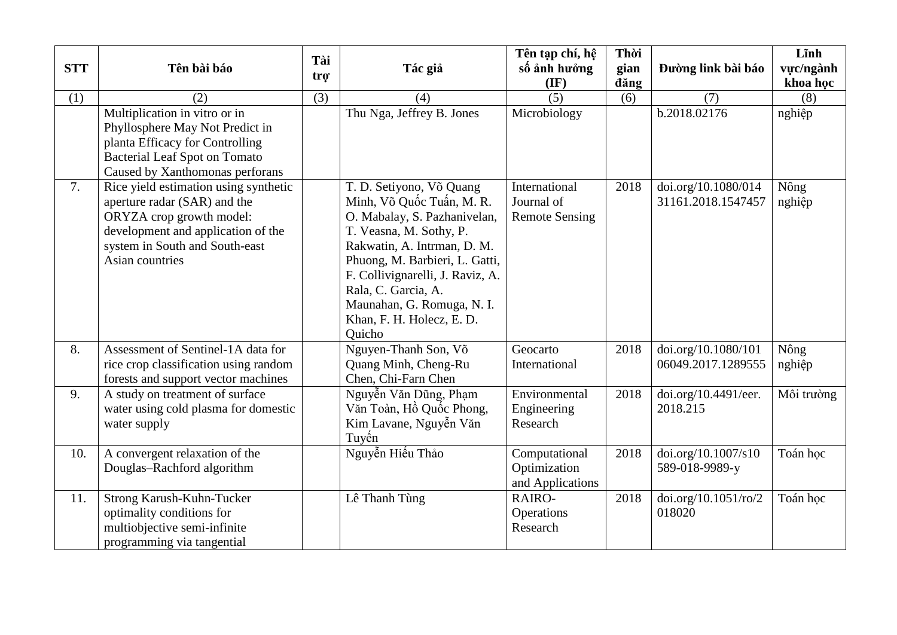| STT | Tên bài báo | Tài trợ | Tác giả | Tên tạp chí, hệ số ảnh hưởng (IF) | Thời gian đăng | Đường link bài báo | Lĩnh vực/ngành khoa học |
|---|---|---|---|---|---|---|---|
| (1) | (2) | (3) | (4) | (5) | (6) | (7) | (8) |
| | Multiplication in vitro or in Phyllosphere May Not Predict in planta Efficacy for Controlling Bacterial Leaf Spot on Tomato Caused by Xanthomonas perforans | | Thu Nga, Jeffrey B. Jones | Microbiology | | b.2018.02176 | nghiệp |
| 7. | Rice yield estimation using synthetic aperture radar (SAR) and the ORYZA crop growth model: development and application of the system in South and South-east Asian countries | | T. D. Setiyono, Võ Quang Minh, Võ Quốc Tuấn, M. R. O. Mabalay, S. Pazhanivelan, T. Veasna, M. Sothy, P. Rakwatin, A. Intrman, D. M. Phuong, M. Barbieri, L. Gatti, F. Collivignarelli, J. Raviz, A. Rala, C. Garcia, A. Maunahan, G. Romuga, N. I. Khan, F. H. Holecz, E. D. Quicho | International Journal of Remote Sensing | 2018 | doi.org/10.1080/01431161.2018.1547457 | Nông nghiệp |
| 8. | Assessment of Sentinel-1A data for rice crop classification using random forests and support vector machines | | Nguyen-Thanh Son, Võ Quang Minh, Cheng-Ru Chen, Chi-Farn Chen | Geocarto International | 2018 | doi.org/10.1080/10106049.2017.1289555 | Nông nghiệp |
| 9. | A study on treatment of surface water using cold plasma for domestic water supply | | Nguyễn Văn Dũng, Phạm Văn Toàn, Hồ Quốc Phong, Kim Lavane, Nguyễn Văn Tuyến | Environmental Engineering Research | 2018 | doi.org/10.4491/eer.2018.215 | Môi trường |
| 10. | A convergent relaxation of the Douglas–Rachford algorithm | | Nguyễn Hiếu Thảo | Computational Optimization and Applications | 2018 | doi.org/10.1007/s10589-018-9989-y | Toán học |
| 11. | Strong Karush-Kuhn-Tucker optimality conditions for multiobjective semi-infinite programming via tangential | | Lê Thanh Tùng | RAIRO-Operations Research | 2018 | doi.org/10.1051/ro/2018020 | Toán học |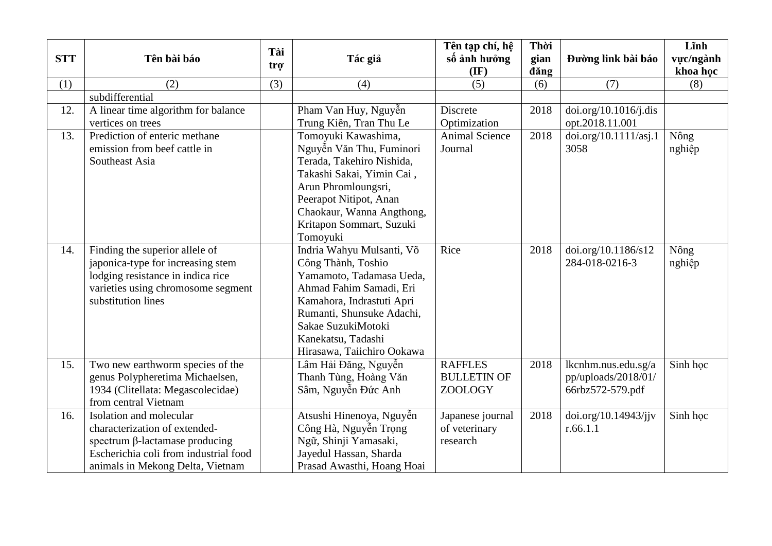| STT | Tên bài báo | Tài trợ | Tác giả | Tên tạp chí, hệ số ảnh hưởng (IF) | Thời gian đăng | Đường link bài báo | Lĩnh vực/ngành khoa học |
|---|---|---|---|---|---|---|---|
| (1) | (2) | (3) | (4) | (5) | (6) | (7) | (8) |
| | subdifferential | | | | | | |
| 12. | A linear time algorithm for balance vertices on trees | | Pham Van Huy, Nguyễn Trung Kiên, Tran Thu Le | Discrete Optimization | 2018 | doi.org/10.1016/j.disopt.2018.11.001 | |
| 13. | Prediction of enteric methane emission from beef cattle in Southeast Asia | | Tomoyuki Kawashima, Nguyễn Văn Thu, Fuminori Terada, Takehiro Nishida, Takashi Sakai, Yimin Cai , Arun Phromloungsri, Peerapot Nitipot, Anan Chaokaur, Wanna Angthong, Kritapon Sommart, Suzuki Tomoyuki | Animal Science Journal | 2018 | doi.org/10.1111/asj.13058 | Nông nghiệp |
| 14. | Finding the superior allele of japonica-type for increasing stem lodging resistance in indica rice varieties using chromosome segment substitution lines | | Indria Wahyu Mulsanti, Võ Công Thành, Toshio Yamamoto, Tadamasa Ueda, Ahmad Fahim Samadi, Eri Kamahora, Indrastuti Apri Rumanti, Shunsuke Adachi, Sakae SuzukiMotoki Kanekatsu, Tadashi Hirasawa, Taiichiro Ookawa | Rice | 2018 | doi.org/10.1186/s12284-018-0216-3 | Nông nghiệp |
| 15. | Two new earthworm species of the genus Polypheretima Michaelsen, 1934 (Clitellata: Megascolecidae) from central Vietnam | | Lâm Hải Đăng, Nguyễn Thanh Tùng, Hoàng Văn Sâm, Nguyễn Đức Anh | RAFFLES BULLETIN OF ZOOLOGY | 2018 | lkcnhm.nus.edu.sg/app/uploads/2018/01/66rbz572-579.pdf | Sinh học |
| 16. | Isolation and molecular characterization of extended-spectrum β-lactamase producing Escherichia coli from industrial food animals in Mekong Delta, Vietnam | | Atsushi Hinenoya, Nguyễn Công Hà, Nguyễn Trọng Ngữ, Shinji Yamasaki, Jayedul Hassan, Sharda Prasad Awasthi, Hoang Hoai | Japanese journal of veterinary research | 2018 | doi.org/10.14943/jjvr.66.1.1 | Sinh học |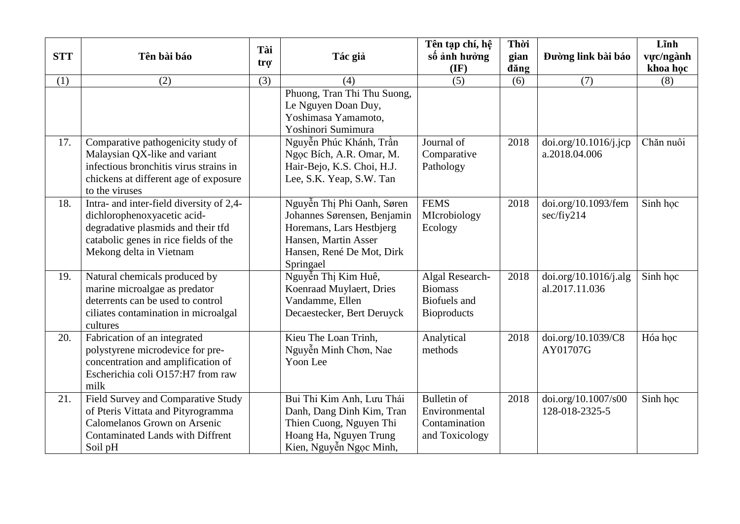| STT | Tên bài báo | Tài trợ | Tác giả | Tên tạp chí, hệ số ảnh hưởng (IF) | Thời gian đăng | Đường link bài báo | Lĩnh vực/ngành khoa học |
|---|---|---|---|---|---|---|---|
| (1) | (2) | (3) | (4) | (5) | (6) | (7) | (8) |
| | | | Phuong, Tran Thi Thu Suong, Le Nguyen Doan Duy, Yoshimasa Yamamoto, Yoshinori Sumimura | | | | |
| 17. | Comparative pathogenicity study of Malaysian QX-like and variant infectious bronchitis virus strains in chickens at different age of exposure to the viruses | | Nguyễn Phúc Khánh, Trần Ngọc Bích, A.R. Omar, M. Hair-Bejo, K.S. Choi, H.J. Lee, S.K. Yeap, S.W. Tan | Journal of Comparative Pathology | 2018 | doi.org/10.1016/j.jcpa.2018.04.006 | Chăn nuôi |
| 18. | Intra- and inter-field diversity of 2,4-dichlorophenoxyacetic acid-degradative plasmids and their tfd catabolic genes in rice fields of the Mekong delta in Vietnam | | Nguyễn Thị Phi Oanh, Søren Johannes Sørensen, Benjamin Horemans, Lars Hestbjerg Hansen, Martin Asser Hansen, René De Mot, Dirk Springael | FEMS MIcrobiology Ecology | 2018 | doi.org/10.1093/femsec/fiy214 | Sinh học |
| 19. | Natural chemicals produced by marine microalgae as predator deterrents can be used to control ciliates contamination in microalgal cultures | | Nguyễn Thị Kim Huê, Koenraad Muylaert, Dries Vandamme, Ellen Decaestecker, Bert Deruyck | Algal Research-Biomass Biofuels and Bioproducts | 2018 | doi.org/10.1016/j.algal.2017.11.036 | Sinh học |
| 20. | Fabrication of an integrated polystyrene microdevice for pre-concentration and amplification of Escherichia coli O157:H7 from raw milk | | Kieu The Loan Trinh, Nguyễn Minh Chơn, Nae Yoon Lee | Analytical methods | 2018 | doi.org/10.1039/C8AY01707G | Hóa học |
| 21. | Field Survey and Comparative Study of Pteris Vittata and Pityrogramma Calomelanos Grown on Arsenic Contaminated Lands with Diffrent Soil pH | | Bui Thi Kim Anh, Lưu Thái Danh, Dang Dinh Kim, Tran Thien Cuong, Nguyen Thi Hoang Ha, Nguyen Trung Kien, Nguyễn Ngọc Minh, | Bulletin of Environmental Contamination and Toxicology | 2018 | doi.org/10.1007/s00128-018-2325-5 | Sinh học |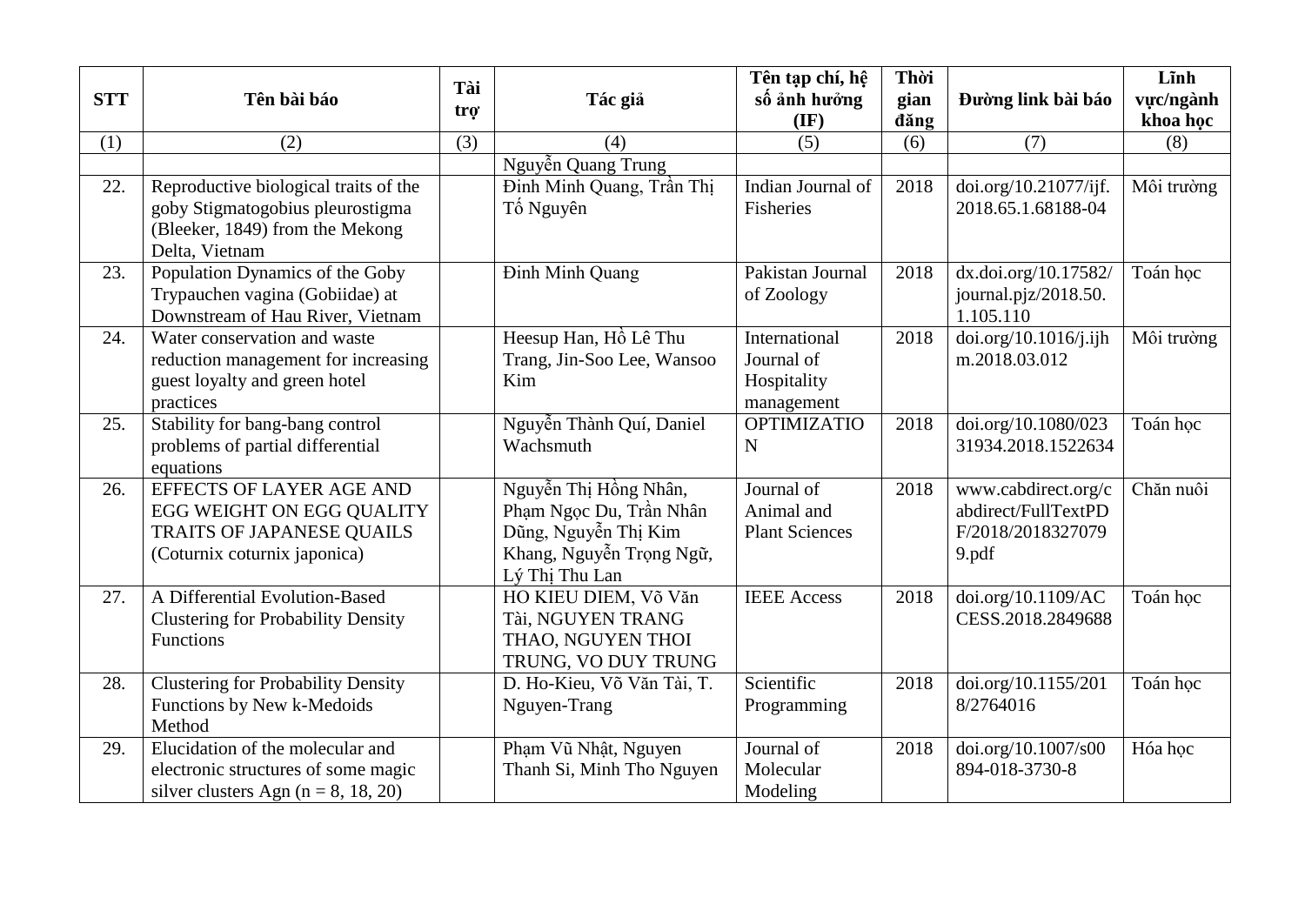| STT | Tên bài báo | Tài trợ | Tác giả | Tên tạp chí, hệ số ảnh hưởng (IF) | Thời gian đăng | Đường link bài báo | Lĩnh vực/ngành khoa học |
|---|---|---|---|---|---|---|---|
| (1) | (2) | (3) | (4) | (5) | (6) | (7) | (8) |
| | | | Nguyễn Quang Trung | | | | |
| 22. | Reproductive biological traits of the goby Stigmatogobius pleurostigma (Bleeker, 1849) from the Mekong Delta, Vietnam | | Đinh Minh Quang, Trần Thị Tố Nguyên | Indian Journal of Fisheries | 2018 | doi.org/10.21077/ijf.2018.65.1.68188-04 | Môi trường |
| 23. | Population Dynamics of the Goby Trypauchen vagina (Gobiidae) at Downstream of Hau River, Vietnam | | Đinh Minh Quang | Pakistan Journal of Zoology | 2018 | dx.doi.org/10.17582/journal.pjz/2018.50.1.105.110 | Toán học |
| 24. | Water conservation and waste reduction management for increasing guest loyalty and green hotel practices | | Heesup Han, Hồ Lê Thu Trang, Jin-Soo Lee, Wansoo Kim | International Journal of Hospitality management | 2018 | doi.org/10.1016/j.ijhm.2018.03.012 | Môi trường |
| 25. | Stability for bang-bang control problems of partial differential equations | | Nguyễn Thành Quí, Daniel Wachsmuth | OPTIMIZATION | 2018 | doi.org/10.1080/02331934.2018.1522634 | Toán học |
| 26. | EFFECTS OF LAYER AGE AND EGG WEIGHT ON EGG QUALITY TRAITS OF JAPANESE QUAILS (Coturnix coturnix japonica) | | Nguyễn Thị Hồng Nhân, Phạm Ngọc Du, Trần Nhân Dũng, Nguyễn Thị Kim Khang, Nguyễn Trọng Ngữ, Lý Thị Thu Lan | Journal of Animal and Plant Sciences | 2018 | www.cabdirect.org/cabdirect/FullTextPDF/2018/20183270799.pdf | Chăn nuôi |
| 27. | A Differential Evolution-Based Clustering for Probability Density Functions | | HO KIEU DIEM, Võ Văn Tài, NGUYEN TRANG THAO, NGUYEN THOI TRUNG, VO DUY TRUNG | IEEE Access | 2018 | doi.org/10.1109/ACCESS.2018.2849688 | Toán học |
| 28. | Clustering for Probability Density Functions by New k-Medoids Method | | D. Ho-Kieu, Võ Văn Tài, T. Nguyen-Trang | Scientific Programming | 2018 | doi.org/10.1155/2018/2764016 | Toán học |
| 29. | Elucidation of the molecular and electronic structures of some magic silver clusters Agn (n = 8, 18, 20) | | Phạm Vũ Nhật, Nguyen Thanh Si, Minh Tho Nguyen | Journal of Molecular Modeling | 2018 | doi.org/10.1007/s00894-018-3730-8 | Hóa học |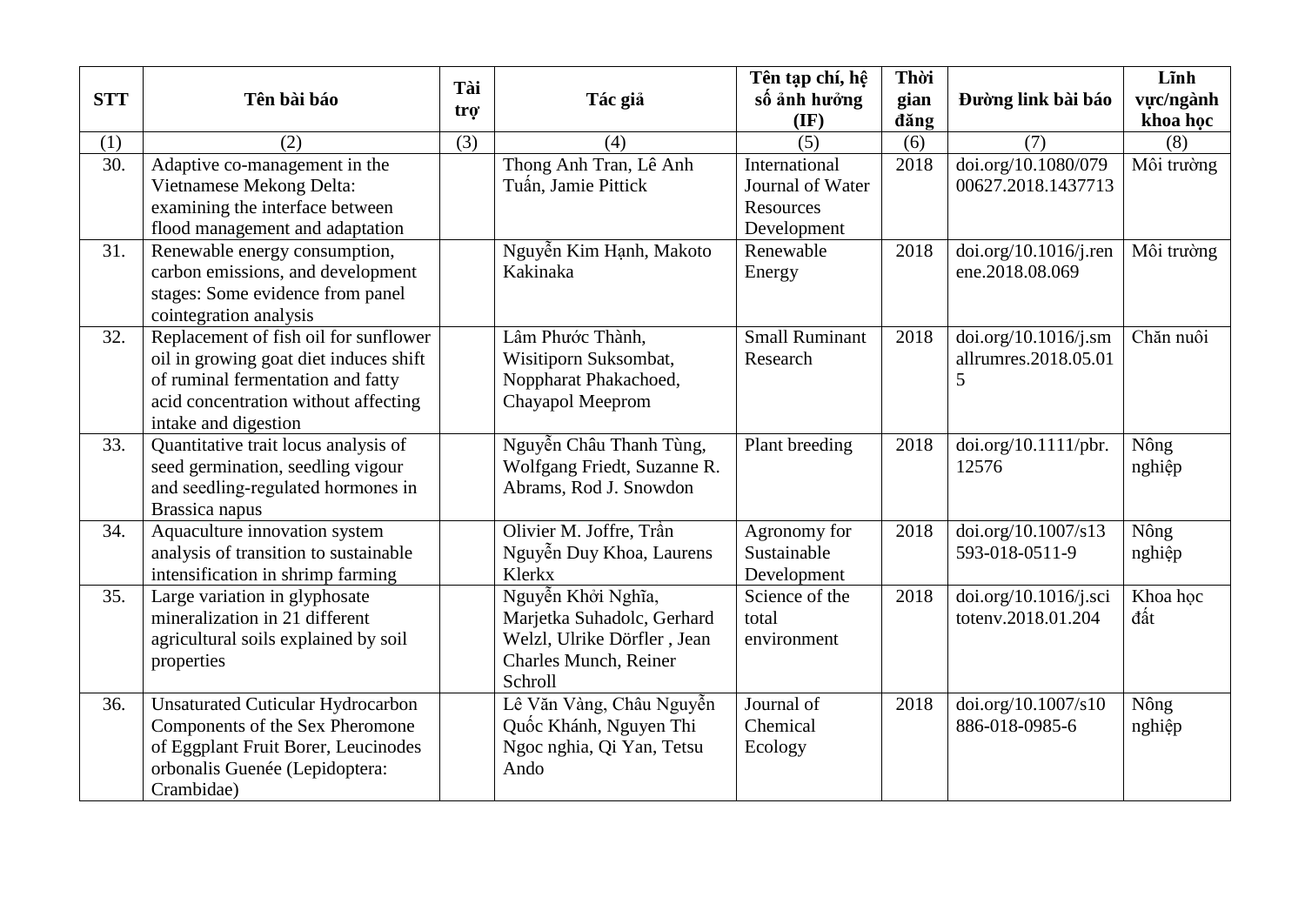| STT | Tên bài báo | Tài trợ | Tác giả | Tên tạp chí, hệ số ảnh hưởng (IF) | Thời gian đăng | Đường link bài báo | Lĩnh vực/ngành khoa học |
|---|---|---|---|---|---|---|---|
| (1) | (2) | (3) | (4) | (5) | (6) | (7) | (8) |
| 30. | Adaptive co-management in the Vietnamese Mekong Delta: examining the interface between flood management and adaptation | | Thong Anh Tran, Lê Anh Tuấn, Jamie Pittick | International Journal of Water Resources Development | 2018 | doi.org/10.1080/07900627.2018.1437713 | Môi trường |
| 31. | Renewable energy consumption, carbon emissions, and development stages: Some evidence from panel cointegration analysis | | Nguyễn Kim Hạnh, Makoto Kakinaka | Renewable Energy | 2018 | doi.org/10.1016/j.renene.2018.08.069 | Môi trường |
| 32. | Replacement of fish oil for sunflower oil in growing goat diet induces shift of ruminal fermentation and fatty acid concentration without affecting intake and digestion | | Lâm Phước Thành, Wisitiporn Suksombat, Noppharat Phakachoed, Chayapol Meeprom | Small Ruminant Research | 2018 | doi.org/10.1016/j.smallrumres.2018.05.015 | Chăn nuôi |
| 33. | Quantitative trait locus analysis of seed germination, seedling vigour and seedling-regulated hormones in Brassica napus | | Nguyễn Châu Thanh Tùng, Wolfgang Friedt, Suzanne R. Abrams, Rod J. Snowdon | Plant breeding | 2018 | doi.org/10.1111/pbr.12576 | Nông nghiệp |
| 34. | Aquaculture innovation system analysis of transition to sustainable intensification in shrimp farming | | Olivier M. Joffre, Trần Nguyễn Duy Khoa, Laurens Klerkx | Agronomy for Sustainable Development | 2018 | doi.org/10.1007/s13593-018-0511-9 | Nông nghiệp |
| 35. | Large variation in glyphosate mineralization in 21 different agricultural soils explained by soil properties | | Nguyễn Khởi Nghĩa, Marjetka Suhadolc, Gerhard Welzl, Ulrike Dörfler , Jean Charles Munch, Reiner Schroll | Science of the total environment | 2018 | doi.org/10.1016/j.scitotenv.2018.01.204 | Khoa học đất |
| 36. | Unsaturated Cuticular Hydrocarbon Components of the Sex Pheromone of Eggplant Fruit Borer, Leucinodes orbonalis Guenée (Lepidoptera: Crambidae) | | Lê Văn Vàng, Châu Nguyễn Quốc Khánh, Nguyen Thi Ngoc nghia, Qi Yan, Tetsu Ando | Journal of Chemical Ecology | 2018 | doi.org/10.1007/s10886-018-0985-6 | Nông nghiệp |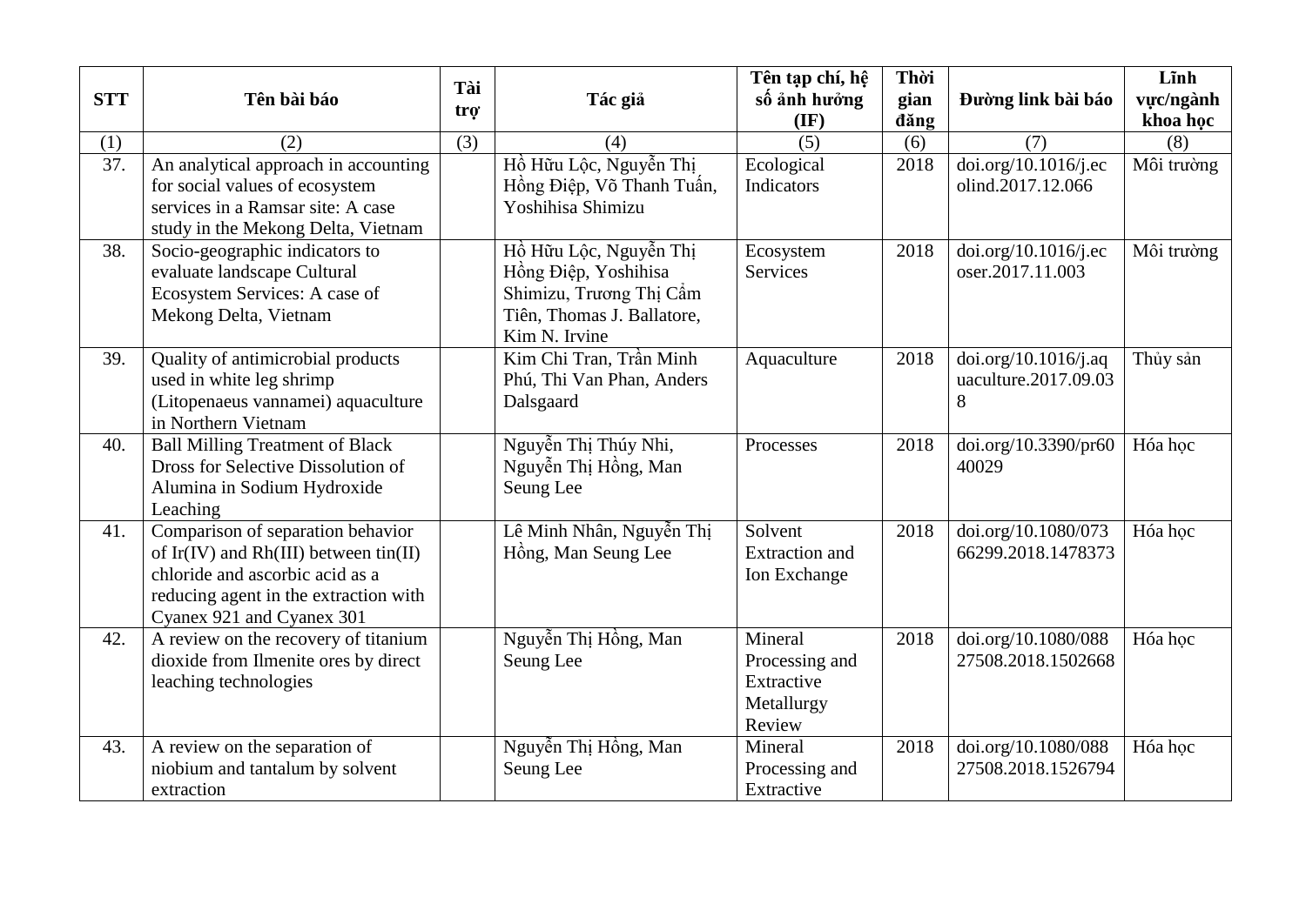| STT | Tên bài báo | Tài trợ | Tác giả | Tên tạp chí, hệ số ảnh hưởng (IF) | Thời gian đăng | Đường link bài báo | Lĩnh vực/ngành khoa học |
|---|---|---|---|---|---|---|---|
| (1) | (2) | (3) | (4) | (5) | (6) | (7) | (8) |
| 37. | An analytical approach in accounting for social values of ecosystem services in a Ramsar site: A case study in the Mekong Delta, Vietnam | | Hồ Hữu Lộc, Nguyễn Thị Hồng Điệp, Võ Thanh Tuấn, Yoshihisa Shimizu | Ecological Indicators | 2018 | doi.org/10.1016/j.ecolind.2017.12.066 | Môi trường |
| 38. | Socio-geographic indicators to evaluate landscape Cultural Ecosystem Services: A case of Mekong Delta, Vietnam | | Hồ Hữu Lộc, Nguyễn Thị Hồng Điệp, Yoshihisa Shimizu, Trương Thị Cẩm Tiên, Thomas J. Ballatore, Kim N. Irvine | Ecosystem Services | 2018 | doi.org/10.1016/j.ecoser.2017.11.003 | Môi trường |
| 39. | Quality of antimicrobial products used in white leg shrimp (Litopenaeus vannamei) aquaculture in Northern Vietnam | | Kim Chi Tran, Trần Minh Phú, Thi Van Phan, Anders Dalsgaard | Aquaculture | 2018 | doi.org/10.1016/j.aquaculture.2017.09.038 | Thủy sản |
| 40. | Ball Milling Treatment of Black Dross for Selective Dissolution of Alumina in Sodium Hydroxide Leaching | | Nguyễn Thị Thúy Nhi, Nguyễn Thị Hồng, Man Seung Lee | Processes | 2018 | doi.org/10.3390/pr6040029 | Hóa học |
| 41. | Comparison of separation behavior of Ir(IV) and Rh(III) between tin(II) chloride and ascorbic acid as a reducing agent in the extraction with Cyanex 921 and Cyanex 301 | | Lê Minh Nhân, Nguyễn Thị Hồng, Man Seung Lee | Solvent Extraction and Ion Exchange | 2018 | doi.org/10.1080/07366299.2018.1478373 | Hóa học |
| 42. | A review on the recovery of titanium dioxide from Ilmenite ores by direct leaching technologies | | Nguyễn Thị Hồng, Man Seung Lee | Mineral Processing and Extractive Metallurgy Review | 2018 | doi.org/10.1080/08827508.2018.1502668 | Hóa học |
| 43. | A review on the separation of niobium and tantalum by solvent extraction | | Nguyễn Thị Hồng, Man Seung Lee | Mineral Processing and Extractive | 2018 | doi.org/10.1080/08827508.2018.1526794 | Hóa học |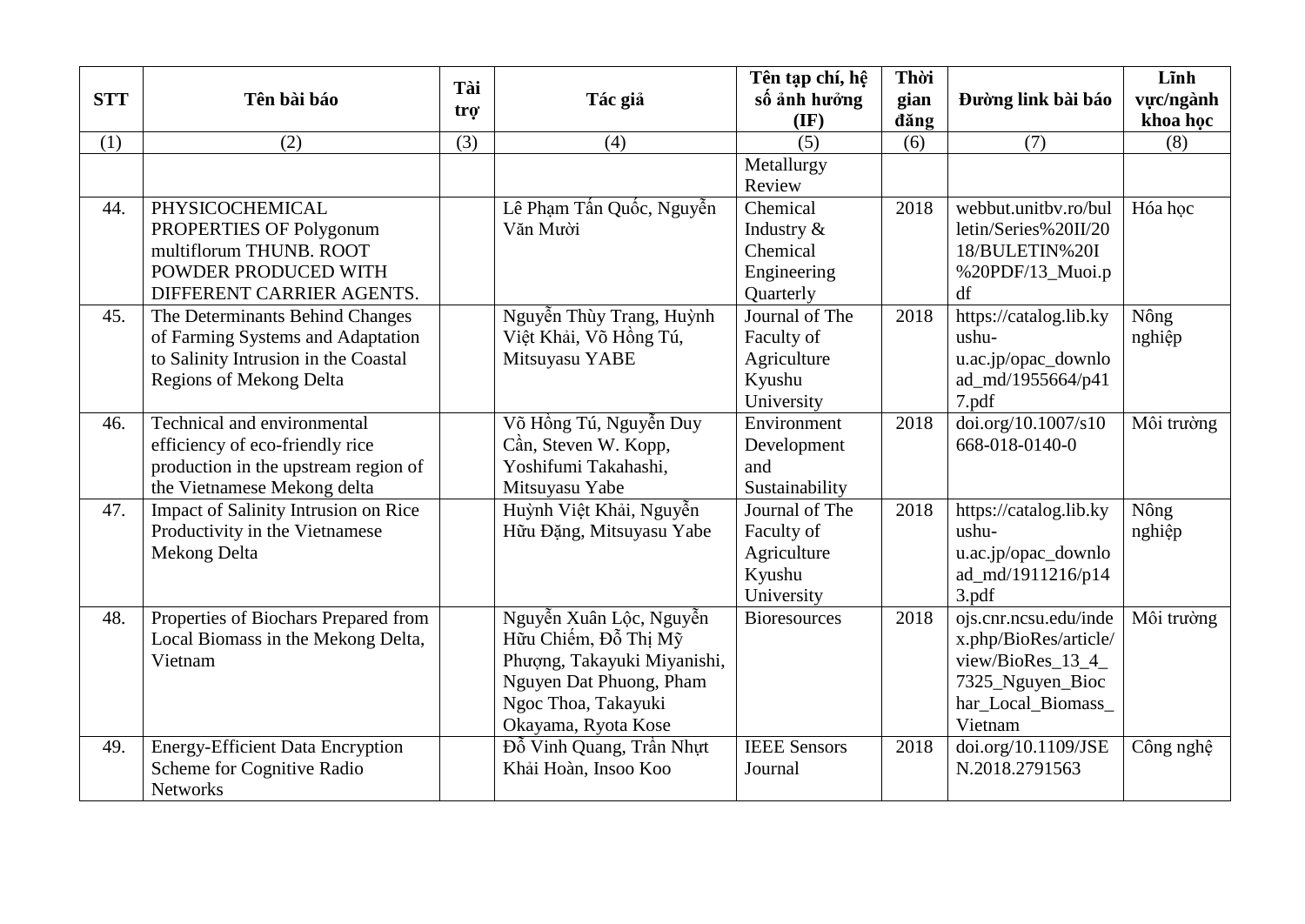| STT | Tên bài báo | Tài trợ | Tác giả | Tên tạp chí, hệ số ảnh hưởng (IF) | Thời gian đăng | Đường link bài báo | Lĩnh vực/ngành khoa học |
|---|---|---|---|---|---|---|---|
| (1) | (2) | (3) | (4) | (5) | (6) | (7) | (8) |
| | | | | Metallurgy Review | | | |
| 44. | PHYSICOCHEMICAL PROPERTIES OF Polygonum multiflorum THUNB. ROOT POWDER PRODUCED WITH DIFFERENT CARRIER AGENTS. | | Lê Phạm Tấn Quốc, Nguyễn Văn Mười | Chemical Industry & Chemical Engineering Quarterly | 2018 | webbut.unitbv.ro/bulletin/Series%20II/2018/BULETIN%20I%20PDF/13_Muoi.pdf | Hóa học |
| 45. | The Determinants Behind Changes of Farming Systems and Adaptation to Salinity Intrusion in the Coastal Regions of Mekong Delta | | Nguyễn Thùy Trang, Huỳnh Việt Khải, Võ Hồng Tú, Mitsuyasu YABE | Journal of The Faculty of Agriculture Kyushu University | 2018 | https://catalog.lib.kyushu-u.ac.jp/opac_download_md/1955664/p417.pdf | Nông nghiệp |
| 46. | Technical and environmental efficiency of eco-friendly rice production in the upstream region of the Vietnamese Mekong delta | | Võ Hồng Tú, Nguyễn Duy Cần, Steven W. Kopp, Yoshifumi Takahashi, Mitsuyasu Yabe | Environment Development and Sustainability | 2018 | doi.org/10.1007/s10668-018-0140-0 | Môi trường |
| 47. | Impact of Salinity Intrusion on Rice Productivity in the Vietnamese Mekong Delta | | Huỳnh Việt Khải, Nguyễn Hữu Đặng, Mitsuyasu Yabe | Journal of The Faculty of Agriculture Kyushu University | 2018 | https://catalog.lib.kyushu-u.ac.jp/opac_download_md/1911216/p143.pdf | Nông nghiệp |
| 48. | Properties of Biochars Prepared from Local Biomass in the Mekong Delta, Vietnam | | Nguyễn Xuân Lộc, Nguyễn Hữu Chiếm, Đỗ Thị Mỹ Phượng, Takayuki Miyanishi, Nguyen Dat Phuong, Pham Ngoc Thoa, Takayuki Okayama, Ryota Kose | Bioresources | 2018 | ojs.cnr.ncsu.edu/index.php/BioRes/article/view/BioRes_13_4_7325_Nguyen_Biochar_Local_Biomass_Vietnam | Môi trường |
| 49. | Energy-Efficient Data Encryption Scheme for Cognitive Radio Networks | | Đỗ Vinh Quang, Trần Nhựt Khải Hoàn, Insoo Koo | IEEE Sensors Journal | 2018 | doi.org/10.1109/JSEN.2018.2791563 | Công nghệ |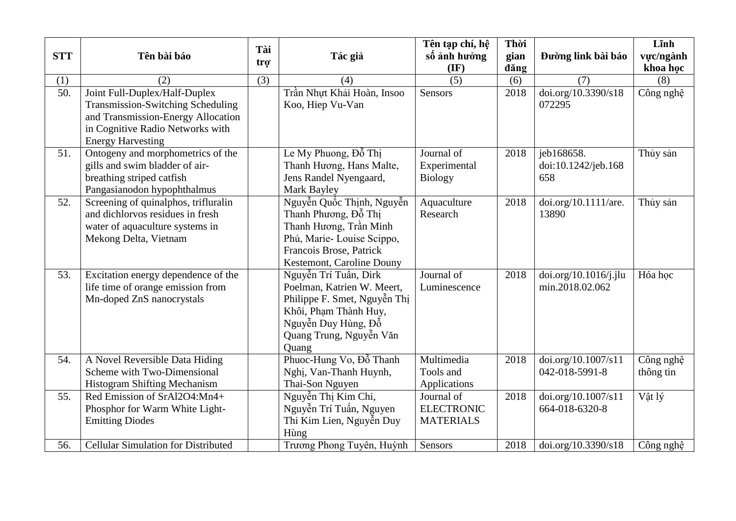| STT | Tên bài báo | Tài trợ | Tác giả | Tên tạp chí, hệ số ảnh hưởng (IF) | Thời gian đăng | Đường link bài báo | Lĩnh vực/ngành khoa học |
|---|---|---|---|---|---|---|---|
| (1) | (2) | (3) | (4) | (5) | (6) | (7) | (8) |
| 50. | Joint Full-Duplex/Half-Duplex Transmission-Switching Scheduling and Transmission-Energy Allocation in Cognitive Radio Networks with Energy Harvesting | | Trần Nhựt Khải Hoàn, Insoo Koo, Hiep Vu-Van | Sensors | 2018 | doi.org/10.3390/s18072295 | Công nghệ |
| 51. | Ontogeny and morphometrics of the gills and swim bladder of air-breathing striped catfish Pangasianodon hypophthalmus | | Le My Phuong, Đỗ Thị Thanh Hương, Hans Malte, Jens Randel Nyengaard, Mark Bayley | Journal of Experimental Biology | 2018 | jeb168658. doi:10.1242/jeb.168658 | Thủy sản |
| 52. | Screening of quinalphos, trifluralin and dichlorvos residues in fresh water of aquaculture systems in Mekong Delta, Vietnam | | Nguyễn Quốc Thịnh, Nguyễn Thanh Phương, Đỗ Thị Thanh Hương, Trần Minh Phú, Marie- Louise Scippo, Francois Brose, Patrick Kestemont, Caroline Douny | Aquaculture Research | 2018 | doi.org/10.1111/are.13890 | Thủy sản |
| 53. | Excitation energy dependence of the life time of orange emission from Mn-doped ZnS nanocrystals | | Nguyễn Trí Tuấn, Dirk Poelman, Katrien W. Meert, Philippe F. Smet, Nguyễn Thị Khôi, Phạm Thành Huy, Nguyễn Duy Hùng, Đỗ Quang Trung, Nguyễn Văn Quang | Journal of Luminescence | 2018 | doi.org/10.1016/j.jlumin.2018.02.062 | Hóa học |
| 54. | A Novel Reversible Data Hiding Scheme with Two-Dimensional Histogram Shifting Mechanism | | Phuoc-Hung Vo, Đỗ Thanh Nghị, Van-Thanh Huynh, Thai-Son Nguyen | Multimedia Tools and Applications | 2018 | doi.org/10.1007/s11042-018-5991-8 | Công nghệ thông tin |
| 55. | Red Emission of SrAl2O4:Mn4+ Phosphor for Warm White Light-Emitting Diodes | | Nguyễn Thị Kim Chi, Nguyễn Trí Tuấn, Nguyen Thi Kim Lien, Nguyễn Duy Hùng | Journal of ELECTRONIC MATERIALS | 2018 | doi.org/10.1007/s11664-018-6320-8 | Vật lý |
| 56. | Cellular Simulation for Distributed | | Trương Phong Tuyên, Huỳnh | Sensors | 2018 | doi.org/10.3390/s18 | Công nghệ |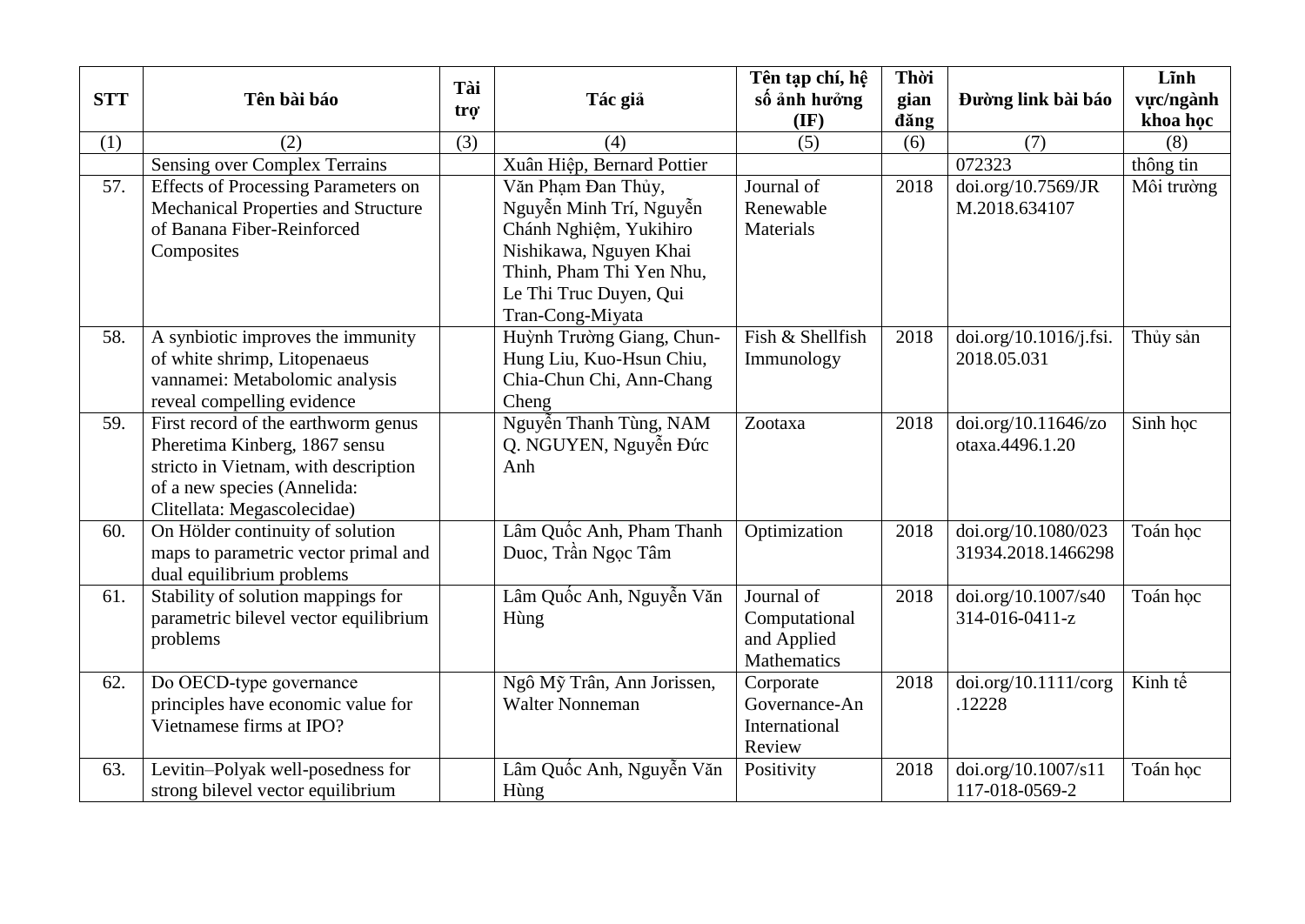| STT | Tên bài báo | Tài trợ | Tác giả | Tên tạp chí, hệ số ảnh hưởng (IF) | Thời gian đăng | Đường link bài báo | Lĩnh vực/ngành khoa học |
|---|---|---|---|---|---|---|---|
| (1) | (2) | (3) | (4) | (5) | (6) | (7) | (8) |
| | Sensing over Complex Terrains | | Xuân Hiệp, Bernard Pottier | | | 072323 | thông tin |
| 57. | Effects of Processing Parameters on Mechanical Properties and Structure of Banana Fiber-Reinforced Composites | | Văn Phạm Đan Thủy, Nguyễn Minh Trí, Nguyễn Chánh Nghiệm, Yukihiro Nishikawa, Nguyen Khai Thinh, Pham Thi Yen Nhu, Le Thi Truc Duyen, Qui Tran-Cong-Miyata | Journal of Renewable Materials | 2018 | doi.org/10.7569/JRM.2018.634107 | Môi trường |
| 58. | A synbiotic improves the immunity of white shrimp, Litopenaeus vannamei: Metabolomic analysis reveal compelling evidence | | Huỳnh Trường Giang, Chun-Hung Liu, Kuo-Hsun Chiu, Chia-Chun Chi, Ann-Chang Cheng | Fish & Shellfish Immunology | 2018 | doi.org/10.1016/j.fsi.2018.05.031 | Thủy sản |
| 59. | First record of the earthworm genus Pheretima Kinberg, 1867 sensu stricto in Vietnam, with description of a new species (Annelida: Clitellata: Megascolecidae) | | Nguyễn Thanh Tùng, NAM Q. NGUYEN, Nguyễn Đức Anh | Zootaxa | 2018 | doi.org/10.11646/zootaxa.4496.1.20 | Sinh học |
| 60. | On Hölder continuity of solution maps to parametric vector primal and dual equilibrium problems | | Lâm Quốc Anh, Pham Thanh Duoc, Trần Ngọc Tâm | Optimization | 2018 | doi.org/10.1080/02331934.2018.1466298 | Toán học |
| 61. | Stability of solution mappings for parametric bilevel vector equilibrium problems | | Lâm Quốc Anh, Nguyễn Văn Hùng | Journal of Computational and Applied Mathematics | 2018 | doi.org/10.1007/s40314-016-0411-z | Toán học |
| 62. | Do OECD-type governance principles have economic value for Vietnamese firms at IPO? | | Ngô Mỹ Trân, Ann Jorissen, Walter Nonneman | Corporate Governance-An International Review | 2018 | doi.org/10.1111/corg.12228 | Kinh tế |
| 63. | Levitin–Polyak well-posedness for strong bilevel vector equilibrium | | Lâm Quốc Anh, Nguyễn Văn Hùng | Positivity | 2018 | doi.org/10.1007/s11117-018-0569-2 | Toán học |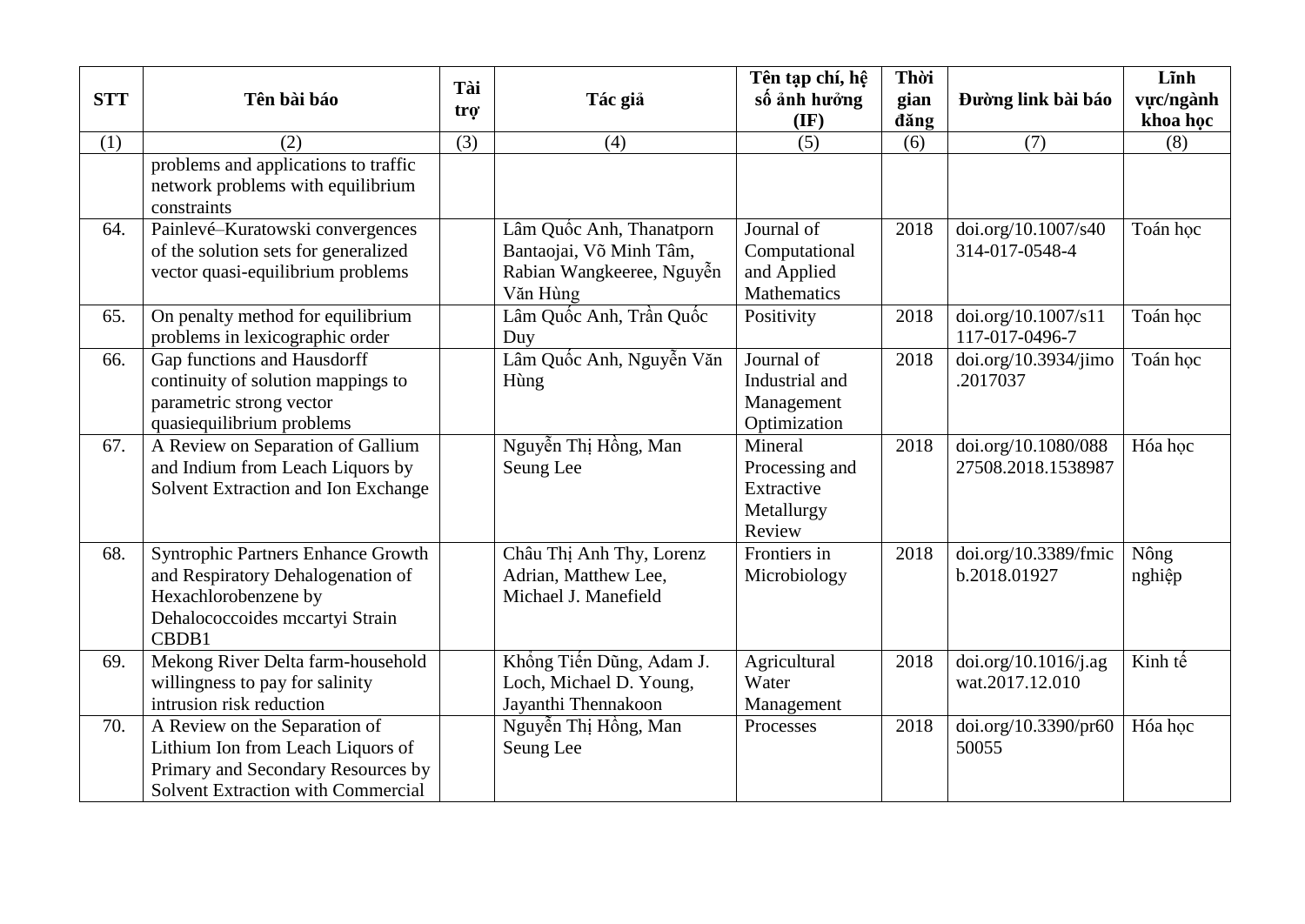| STT | Tên bài báo | Tài trợ | Tác giả | Tên tạp chí, hệ số ảnh hưởng (IF) | Thời gian đăng | Đường link bài báo | Lĩnh vực/ngành khoa học |
|---|---|---|---|---|---|---|---|
| (1) | (2) | (3) | (4) | (5) | (6) | (7) | (8) |
| | problems and applications to traffic network problems with equilibrium constraints | | | | | | |
| 64. | Painlevé–Kuratowski convergences of the solution sets for generalized vector quasi-equilibrium problems | | Lâm Quốc Anh, Thanatporn Bantaojai, Võ Minh Tâm, Rabian Wangkeeree, Nguyễn Văn Hùng | Journal of Computational and Applied Mathematics | 2018 | doi.org/10.1007/s40314-017-0548-4 | Toán học |
| 65. | On penalty method for equilibrium problems in lexicographic order | | Lâm Quốc Anh, Trần Quốc Duy | Positivity | 2018 | doi.org/10.1007/s11117-017-0496-7 | Toán học |
| 66. | Gap functions and Hausdorff continuity of solution mappings to parametric strong vector quasiequilibrium problems | | Lâm Quốc Anh, Nguyễn Văn Hùng | Journal of Industrial and Management Optimization | 2018 | doi.org/10.3934/jimo.2017037 | Toán học |
| 67. | A Review on Separation of Gallium and Indium from Leach Liquors by Solvent Extraction and Ion Exchange | | Nguyễn Thị Hồng, Man Seung Lee | Mineral Processing and Extractive Metallurgy Review | 2018 | doi.org/10.1080/08827508.2018.1538987 | Hóa học |
| 68. | Syntrophic Partners Enhance Growth and Respiratory Dehalogenation of Hexachlorobenzene by Dehalococcoides mccartyi Strain CBDB1 | | Châu Thị Anh Thy, Lorenz Adrian, Matthew Lee, Michael J. Manefield | Frontiers in Microbiology | 2018 | doi.org/10.3389/fmicb.2018.01927 | Nông nghiệp |
| 69. | Mekong River Delta farm-household willingness to pay for salinity intrusion risk reduction | | Khổng Tiến Dũng, Adam J. Loch, Michael D. Young, Jayanthi Thennakoon | Agricultural Water Management | 2018 | doi.org/10.1016/j.agwat.2017.12.010 | Kinh tế |
| 70. | A Review on the Separation of Lithium Ion from Leach Liquors of Primary and Secondary Resources by Solvent Extraction with Commercial | | Nguyễn Thị Hồng, Man Seung Lee | Processes | 2018 | doi.org/10.3390/pr6050055 | Hóa học |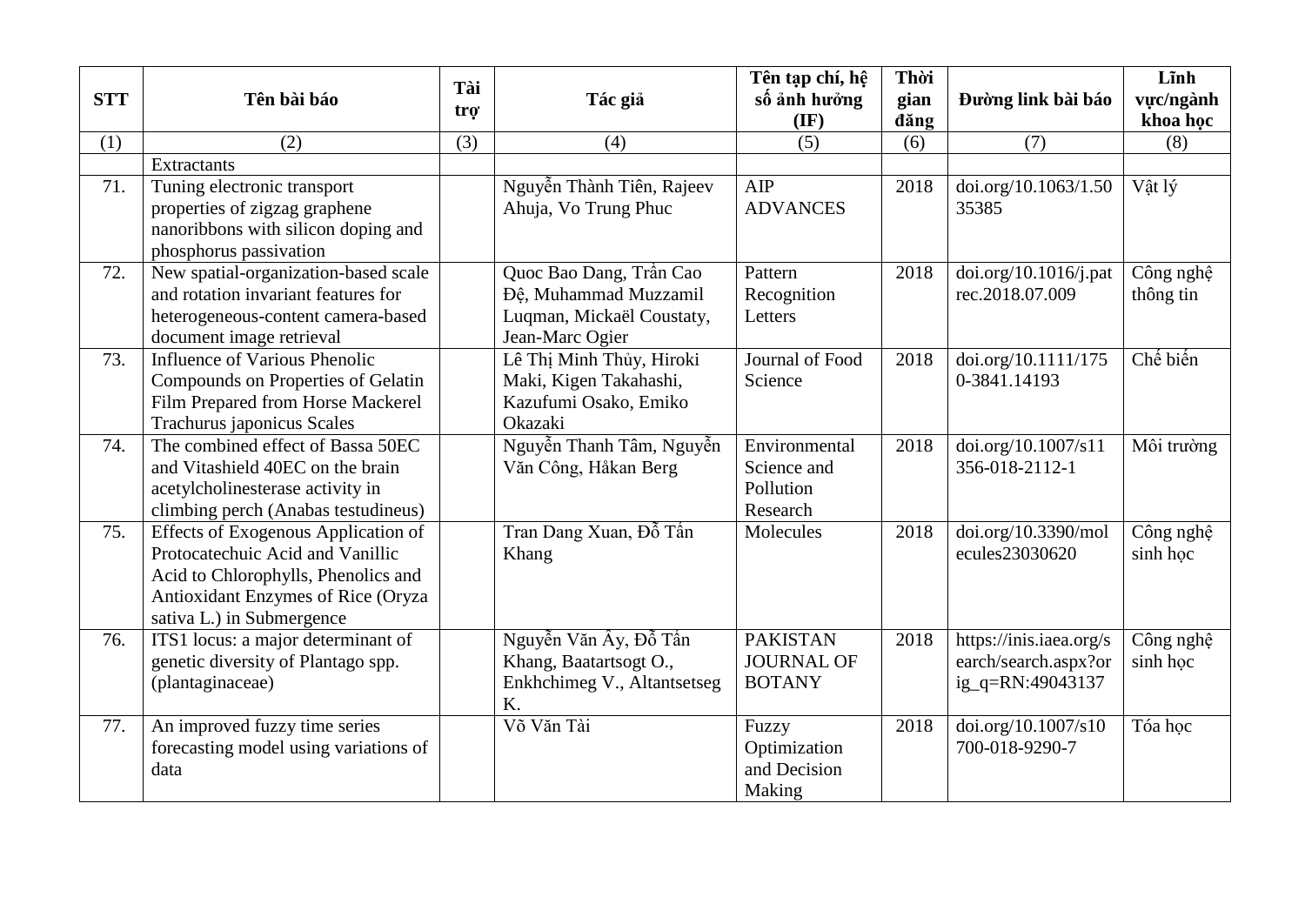| STT | Tên bài báo | Tài trợ | Tác giả | Tên tạp chí, hệ số ảnh hưởng (IF) | Thời gian đăng | Đường link bài báo | Lĩnh vực/ngành khoa học |
|---|---|---|---|---|---|---|---|
| (1) | (2) | (3) | (4) | (5) | (6) | (7) | (8) |
| | Extractants | | | | | | |
| 71. | Tuning electronic transport properties of zigzag graphene nanoribbons with silicon doping and phosphorus passivation | | Nguyễn Thành Tiên, Rajeev Ahuja, Vo Trung Phuc | AIP ADVANCES | 2018 | doi.org/10.1063/1.5035385 | Vật lý |
| 72. | New spatial-organization-based scale and rotation invariant features for heterogeneous-content camera-based document image retrieval | | Quoc Bao Dang, Trần Cao Đệ, Muhammad Muzzamil Luqman, Mickaël Coustaty, Jean-Marc Ogier | Pattern Recognition Letters | 2018 | doi.org/10.1016/j.patrec.2018.07.009 | Công nghệ thông tin |
| 73. | Influence of Various Phenolic Compounds on Properties of Gelatin Film Prepared from Horse Mackerel Trachurus japonicus Scales | | Lê Thị Minh Thủy, Hiroki Maki, Kigen Takahashi, Kazufumi Osako, Emiko Okazaki | Journal of Food Science | 2018 | doi.org/10.1111/1750-3841.14193 | Chế biến |
| 74. | The combined effect of Bassa 50EC and Vitashield 40EC on the brain acetylcholinesterase activity in climbing perch (Anabas testudineus) | | Nguyễn Thanh Tâm, Nguyễn Văn Công, Håkan Berg | Environmental Science and Pollution Research | 2018 | doi.org/10.1007/s11356-018-2112-1 | Môi trường |
| 75. | Effects of Exogenous Application of Protocatechuic Acid and Vanillic Acid to Chlorophylls, Phenolics and Antioxidant Enzymes of Rice (Oryza sativa L.) in Submergence | | Tran Dang Xuan, Đỗ Tấn Khang | Molecules | 2018 | doi.org/10.3390/molecules23030620 | Công nghệ sinh học |
| 76. | ITS1 locus: a major determinant of genetic diversity of Plantago spp. (plantaginaceae) | | Nguyễn Văn Ây, Đỗ Tấn Khang, Baatartsogt O., Enkhchimeg V., Altantsetseg K. | PAKISTAN JOURNAL OF BOTANY | 2018 | https://inis.iaea.org/search/search.aspx?orig_q=RN:49043137 | Công nghệ sinh học |
| 77. | An improved fuzzy time series forecasting model using variations of data | | Võ Văn Tài | Fuzzy Optimization and Decision Making | 2018 | doi.org/10.1007/s10700-018-9290-7 | Tóa học |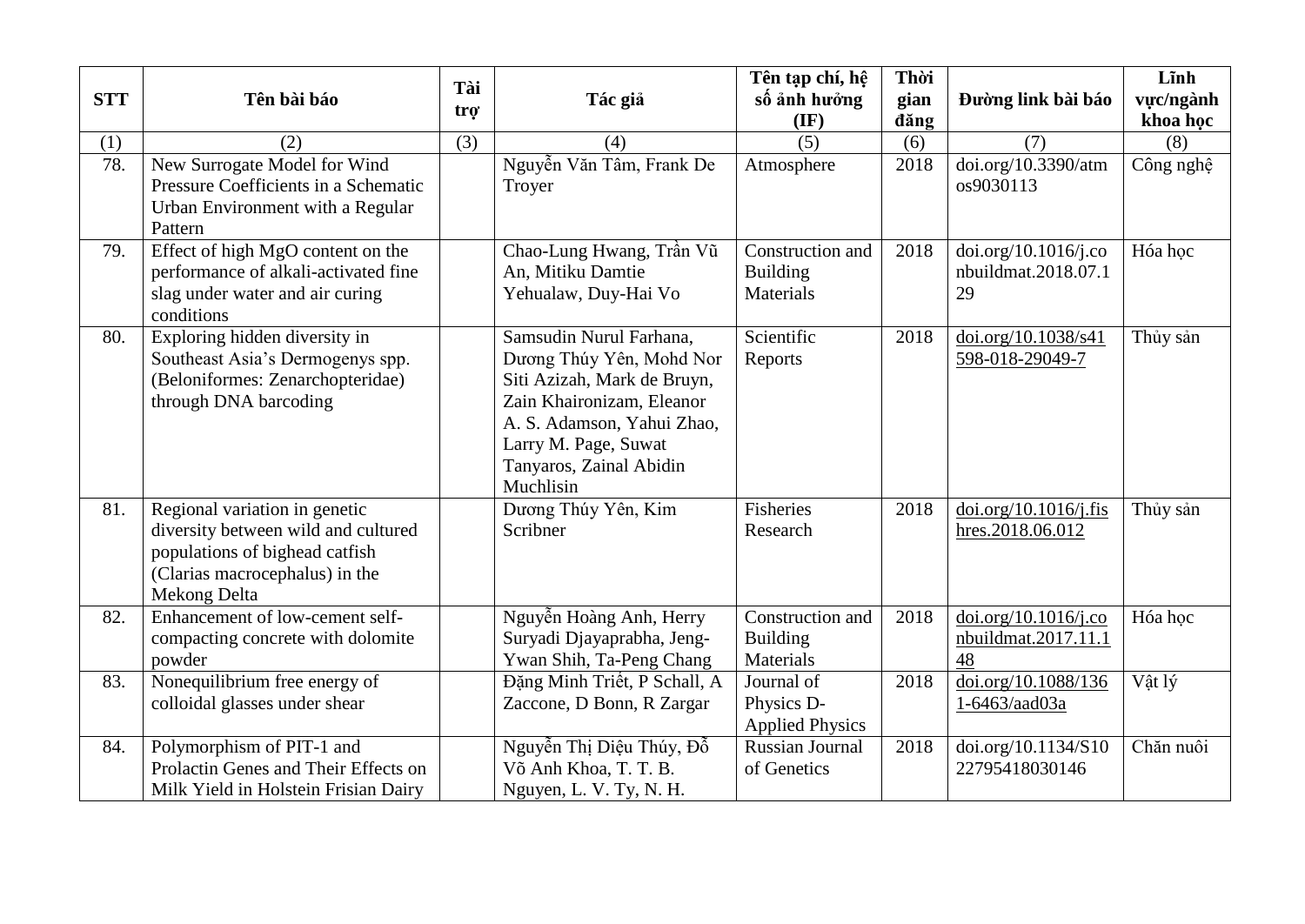| STT | Tên bài báo | Tài trợ | Tác giả | Tên tạp chí, hệ số ảnh hưởng (IF) | Thời gian đăng | Đường link bài báo | Lĩnh vực/ngành khoa học |
|---|---|---|---|---|---|---|---|
| (1) | (2) | (3) | (4) | (5) | (6) | (7) | (8) |
| 78. | New Surrogate Model for Wind Pressure Coefficients in a Schematic Urban Environment with a Regular Pattern | | Nguyễn Văn Tâm, Frank De Troyer | Atmosphere | 2018 | doi.org/10.3390/atmos9030113 | Công nghệ |
| 79. | Effect of high MgO content on the performance of alkali-activated fine slag under water and air curing conditions | | Chao-Lung Hwang, Trần Vũ An, Mitiku Damtie Yehualaw, Duy-Hai Vo | Construction and Building Materials | 2018 | doi.org/10.1016/j.conbuildmat.2018.07.129 | Hóa học |
| 80. | Exploring hidden diversity in Southeast Asia's Dermogenys spp. (Beloniformes: Zenarchopteridae) through DNA barcoding | | Samsudin Nurul Farhana, Dương Thúy Yên, Mohd Nor Siti Azizah, Mark de Bruyn, Zain Khaironizam, Eleanor A. S. Adamson, Yahui Zhao, Larry M. Page, Suwat Tanyaros, Zainal Abidin Muchlisin | Scientific Reports | 2018 | doi.org/10.1038/s41598-018-29049-7 | Thủy sản |
| 81. | Regional variation in genetic diversity between wild and cultured populations of bighead catfish (Clarias macrocephalus) in the Mekong Delta | | Dương Thúy Yên, Kim Scribner | Fisheries Research | 2018 | doi.org/10.1016/j.fishres.2018.06.012 | Thủy sản |
| 82. | Enhancement of low-cement self-compacting concrete with dolomite powder | | Nguyễn Hoàng Anh, Herry Suryadi Djayaprabha, Jeng-Ywan Shih, Ta-Peng Chang | Construction and Building Materials | 2018 | doi.org/10.1016/j.conbuildmat.2017.11.148 | Hóa học |
| 83. | Nonequilibrium free energy of colloidal glasses under shear | | Đặng Minh Triết, P Schall, A Zaccone, D Bonn, R Zargar | Journal of Physics D-Applied Physics | 2018 | doi.org/10.1088/1361-6463/aad03a | Vật lý |
| 84. | Polymorphism of PIT-1 and Prolactin Genes and Their Effects on Milk Yield in Holstein Frisian Dairy | | Nguyễn Thị Diệu Thúy, Đỗ Võ Anh Khoa, T. T. B. Nguyen, L. V. Ty, N. H. | Russian Journal of Genetics | 2018 | doi.org/10.1134/S1022795418030146 | Chăn nuôi |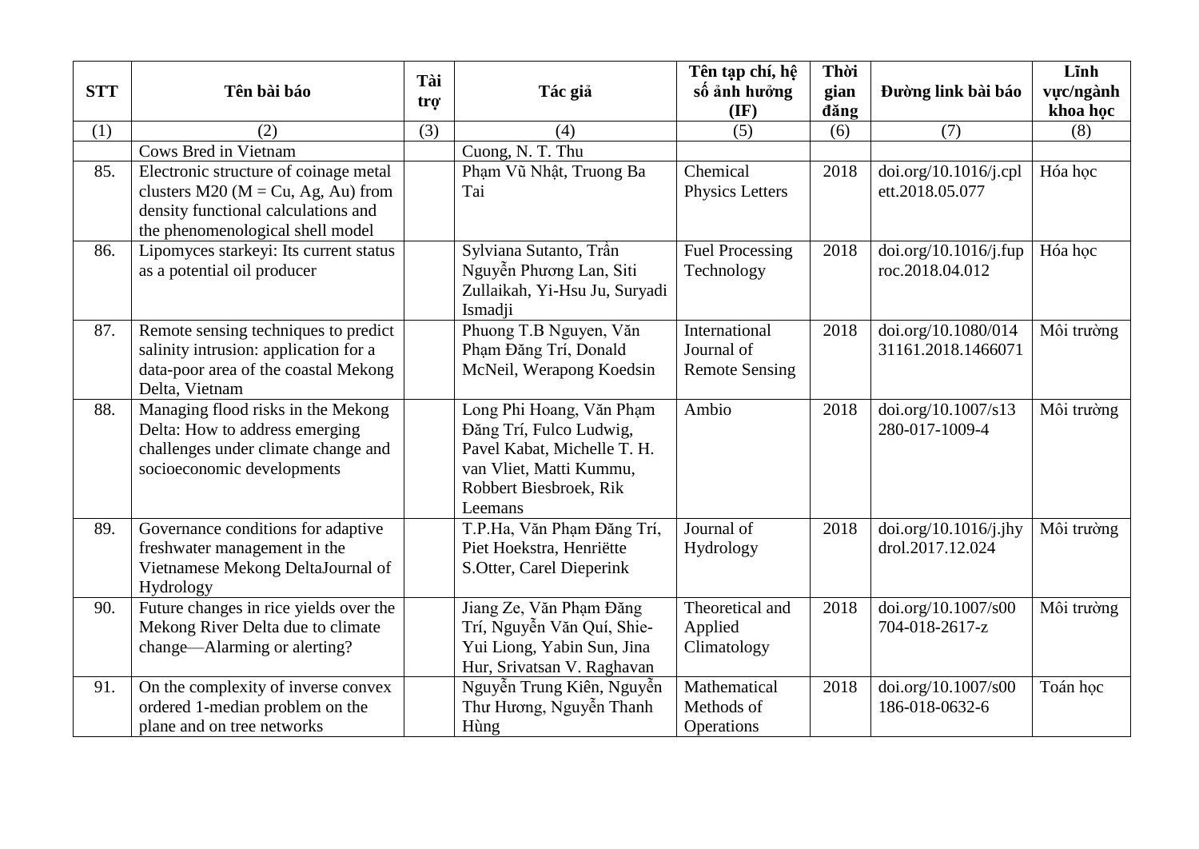| STT | Tên bài báo | Tài trợ | Tác giả | Tên tạp chí, hệ số ảnh hưởng (IF) | Thời gian đăng | Đường link bài báo | Lĩnh vực/ngành khoa học |
|---|---|---|---|---|---|---|---|
| (1) | (2) | (3) | (4) | (5) | (6) | (7) | (8) |
| | Cows Bred in Vietnam | | Cuong, N. T. Thu | | | | |
| 85. | Electronic structure of coinage metal clusters M20 (M = Cu, Ag, Au) from density functional calculations and the phenomenological shell model | | Phạm Vũ Nhật, Truong Ba Tai | Chemical Physics Letters | 2018 | doi.org/10.1016/j.cplett.2018.05.077 | Hóa học |
| 86. | Lipomyces starkeyi: Its current status as a potential oil producer | | Sylviana Sutanto, Trần Nguyễn Phương Lan, Siti Zullaikah, Yi-Hsu Ju, Suryadi Ismadji | Fuel Processing Technology | 2018 | doi.org/10.1016/j.fuproc.2018.04.012 | Hóa học |
| 87. | Remote sensing techniques to predict salinity intrusion: application for a data-poor area of the coastal Mekong Delta, Vietnam | | Phuong T.B Nguyen, Văn Phạm Đăng Trí, Donald McNeil, Werapong Koedsin | International Journal of Remote Sensing | 2018 | doi.org/10.1080/01431161.2018.1466071 | Môi trường |
| 88. | Managing flood risks in the Mekong Delta: How to address emerging challenges under climate change and socioeconomic developments | | Long Phi Hoang, Văn Phạm Đăng Trí, Fulco Ludwig, Pavel Kabat, Michelle T. H. van Vliet, Matti Kummu, Robbert Biesbroek, Rik Leemans | Ambio | 2018 | doi.org/10.1007/s13280-017-1009-4 | Môi trường |
| 89. | Governance conditions for adaptive freshwater management in the Vietnamese Mekong DeltaJournal of Hydrology | | T.P.Ha, Văn Phạm Đăng Trí, Piet Hoekstra, Henriëtte S.Otter, Carel Dieperink | Journal of Hydrology | 2018 | doi.org/10.1016/j.jhydrol.2017.12.024 | Môi trường |
| 90. | Future changes in rice yields over the Mekong River Delta due to climate change—Alarming or alerting? | | Jiang Ze, Văn Phạm Đăng Trí, Nguyễn Văn Quí, Shie-Yui Liong, Yabin Sun, Jina Hur, Srivatsan V. Raghavan | Theoretical and Applied Climatology | 2018 | doi.org/10.1007/s00704-018-2617-z | Môi trường |
| 91. | On the complexity of inverse convex ordered 1-median problem on the plane and on tree networks | | Nguyễn Trung Kiên, Nguyễn Thư Hương, Nguyễn Thanh Hùng | Mathematical Methods of Operations | 2018 | doi.org/10.1007/s00186-018-0632-6 | Toán học |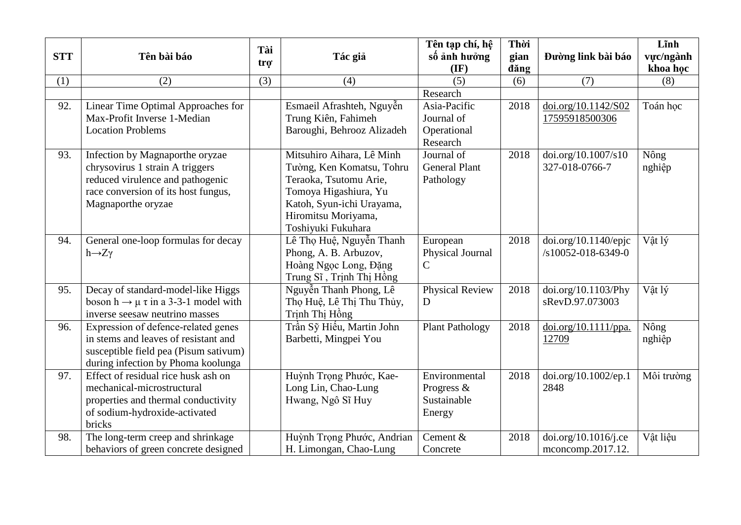| STT | Tên bài báo | Tài trợ | Tác giả | Tên tạp chí, hệ số ảnh hưởng (IF) | Thời gian đăng | Đường link bài báo | Lĩnh vực/ngành khoa học |
|---|---|---|---|---|---|---|---|
| (1) | (2) | (3) | (4) | (5) | (6) | (7) | (8) |
| | | | | Research | | | |
| 92. | Linear Time Optimal Approaches for Max-Profit Inverse 1-Median Location Problems | | Esmaeil Afrashteh, Nguyễn Trung Kiên, Fahimeh Baroughi, Behrooz Alizadeh | Asia-Pacific Journal of Operational Research | 2018 | doi.org/10.1142/S0217595918500306 | Toán học |
| 93. | Infection by Magnaporthe oryzae chrysovirus 1 strain A triggers reduced virulence and pathogenic race conversion of its host fungus, Magnaporthe oryzae | | Mitsuhiro Aihara, Lê Minh Tường, Ken Komatsu, Tohru Teraoka, Tsutomu Arie, Tomoya Higashiura, Yu Katoh, Syun-ichi Urayama, Hiromitsu Moriyama, Toshiyuki Fukuhara | Journal of General Plant Pathology | 2018 | doi.org/10.1007/s10327-018-0766-7 | Nông nghiệp |
| 94. | General one-loop formulas for decay $h \to Z\gamma$ | | Lê Thọ Huệ, Nguyễn Thanh Phong, A. B. Arbuzov, Hoàng Ngọc Long, Đặng Trung Sĩ , Trịnh Thị Hồng | European Physical Journal C | 2018 | doi.org/10.1140/epjc/s10052-018-6349-0 | Vật lý |
| 95. | Decay of standard-model-like Higgs boson $h \to \mu\ \tau$ in a 3-3-1 model with inverse seesaw neutrino masses | | Nguyễn Thanh Phong, Lê Thọ Huệ, Lê Thị Thu Thủy, Trịnh Thị Hồng | Physical Review D | 2018 | doi.org/10.1103/PhysRevD.97.073003 | Vật lý |
| 96. | Expression of defence-related genes in stems and leaves of resistant and susceptible field pea (Pisum sativum) during infection by Phoma koolunga | | Trần Sỹ Hiếu, Martin John Barbetti, Mingpei You | Plant Pathology | 2018 | doi.org/10.1111/ppa.12709 | Nông nghiệp |
| 97. | Effect of residual rice husk ash on mechanical-microstructural properties and thermal conductivity of sodium-hydroxide-activated bricks | | Huỳnh Trọng Phước, Kae-Long Lin, Chao-Lung Hwang, Ngô Sĩ Huy | Environmental Progress & Sustainable Energy | 2018 | doi.org/10.1002/ep.12848 | Môi trường |
| 98. | The long-term creep and shrinkage behaviors of green concrete designed | | Huỳnh Trọng Phước, Andrian H. Limongan, Chao-Lung | Cement & Concrete | 2018 | doi.org/10.1016/j.cemconcomp.2017.12. | Vật liệu |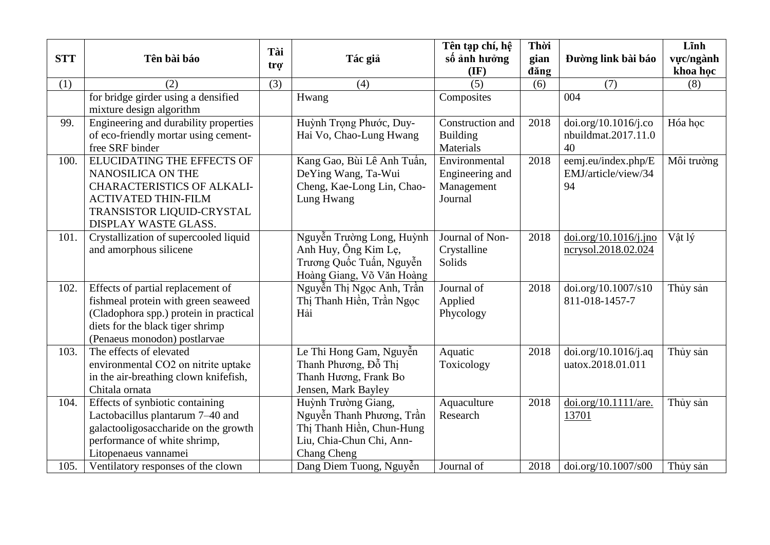| STT | Tên bài báo | Tài trợ | Tác giả | Tên tạp chí, hệ số ảnh hưởng (IF) | Thời gian đăng | Đường link bài báo | Lĩnh vực/ngành khoa học |
|---|---|---|---|---|---|---|---|
| (1) | (2) | (3) | (4) | (5) | (6) | (7) | (8) |
| | for bridge girder using a densified mixture design algorithm | | Hwang | Composites | | 004 | |
| 99. | Engineering and durability properties of eco-friendly mortar using cement-free SRF binder | | Huỳnh Trọng Phước, Duy-Hai Vo, Chao-Lung Hwang | Construction and Building Materials | 2018 | doi.org/10.1016/j.conbuildmat.2017.11.040 | Hóa học |
| 100. | ELUCIDATING THE EFFECTS OF NANOSILICA ON THE CHARACTERISTICS OF ALKALI-ACTIVATED THIN-FILM TRANSISTOR LIQUID-CRYSTAL DISPLAY WASTE GLASS. | | Kang Gao, Bùi Lê Anh Tuấn, DeYing Wang, Ta-Wui Cheng, Kae-Long Lin, Chao-Lung Hwang | Environmental Engineering and Management Journal | 2018 | eemj.eu/index.php/EMJ/article/view/3494 | Môi trường |
| 101. | Crystallization of supercooled liquid and amorphous silicene | | Nguyễn Trường Long, Huỳnh Anh Huy, Ông Kim Lẹ, Trương Quốc Tuấn, Nguyễn Hoàng Giang, Võ Văn Hoàng | Journal of Non-Crystalline Solids | 2018 | doi.org/10.1016/j.jnoncrysol.2018.02.024 | Vật lý |
| 102. | Effects of partial replacement of fishmeal protein with green seaweed (Cladophora spp.) protein in practical diets for the black tiger shrimp (Penaeus monodon) postlarvae | | Nguyễn Thị Ngọc Anh, Trần Thị Thanh Hiền, Trần Ngọc Hải | Journal of Applied Phycology | 2018 | doi.org/10.1007/s10811-018-1457-7 | Thủy sản |
| 103. | The effects of elevated environmental CO2 on nitrite uptake in the air-breathing clown knifefish, Chitala ornata | | Le Thi Hong Gam, Nguyễn Thanh Phương, Đỗ Thị Thanh Hương, Frank Bo Jensen, Mark Bayley | Aquatic Toxicology | 2018 | doi.org/10.1016/j.aquatox.2018.01.011 | Thủy sản |
| 104. | Effects of synbiotic containing Lactobacillus plantarum 7–40 and galactooligosaccharide on the growth performance of white shrimp, Litopenaeus vannamei | | Huỳnh Trường Giang, Nguyễn Thanh Phương, Trần Thị Thanh Hiền, Chun-Hung Liu, Chia-Chun Chi, Ann-Chang Cheng | Aquaculture Research | 2018 | doi.org/10.1111/are.13701 | Thủy sản |
| 105. | Ventilatory responses of the clown | | Dang Diem Tuong, Nguyễn | Journal of | 2018 | doi.org/10.1007/s00 | Thủy sản |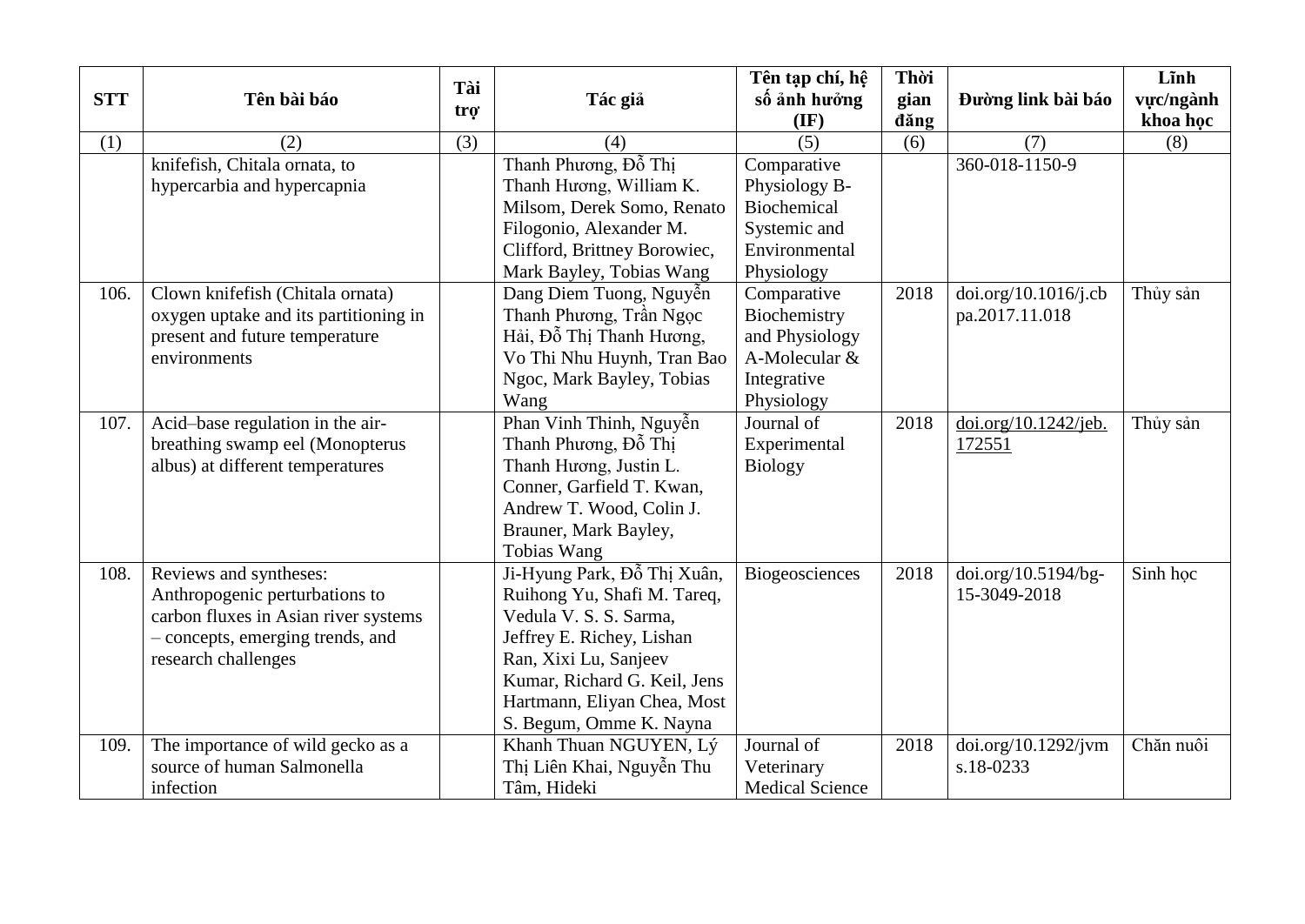| STT | Tên bài báo | Tài trợ | Tác giả | Tên tạp chí, hệ số ảnh hưởng (IF) | Thời gian đăng | Đường link bài báo | Lĩnh vực/ngành khoa học |
|---|---|---|---|---|---|---|---|
| (1) | (2) | (3) | (4) | (5) | (6) | (7) | (8) |
| | knifefish, Chitala ornata, to hypercarbia and hypercapnia | | Thanh Phương, Đỗ Thị Thanh Hương, William K. Milsom, Derek Somo, Renato Filogonio, Alexander M. Clifford, Brittney Borowiec, Mark Bayley, Tobias Wang | Comparative Physiology B-Biochemical Systemic and Environmental Physiology | | 360-018-1150-9 | |
| 106. | Clown knifefish (Chitala ornata) oxygen uptake and its partitioning in present and future temperature environments | | Dang Diem Tuong, Nguyễn Thanh Phương, Trần Ngọc Hải, Đỗ Thị Thanh Hương, Vo Thi Nhu Huynh, Tran Bao Ngoc, Mark Bayley, Tobias Wang | Comparative Biochemistry and Physiology A-Molecular & Integrative Physiology | 2018 | doi.org/10.1016/j.cbpa.2017.11.018 | Thủy sản |
| 107. | Acid–base regulation in the air-breathing swamp eel (Monopterus albus) at different temperatures | | Phan Vinh Thinh, Nguyễn Thanh Phương, Đỗ Thị Thanh Hương, Justin L. Conner, Garfield T. Kwan, Andrew T. Wood, Colin J. Brauner, Mark Bayley, Tobias Wang | Journal of Experimental Biology | 2018 | doi.org/10.1242/jeb.172551 | Thủy sản |
| 108. | Reviews and syntheses: Anthropogenic perturbations to carbon fluxes in Asian river systems – concepts, emerging trends, and research challenges | | Ji-Hyung Park, Đỗ Thị Xuân, Ruihong Yu, Shafi M. Tareq, Vedula V. S. S. Sarma, Jeffrey E. Richey, Lishan Ran, Xixi Lu, Sanjeev Kumar, Richard G. Keil, Jens Hartmann, Eliyan Chea, Most S. Begum, Omme K. Nayna | Biogeosciences | 2018 | doi.org/10.5194/bg-15-3049-2018 | Sinh học |
| 109. | The importance of wild gecko as a source of human Salmonella infection | | Khanh Thuan NGUYEN, Lý Thị Liên Khai, Nguyễn Thu Tâm, Hideki | Journal of Veterinary Medical Science | 2018 | doi.org/10.1292/jvms.18-0233 | Chăn nuôi |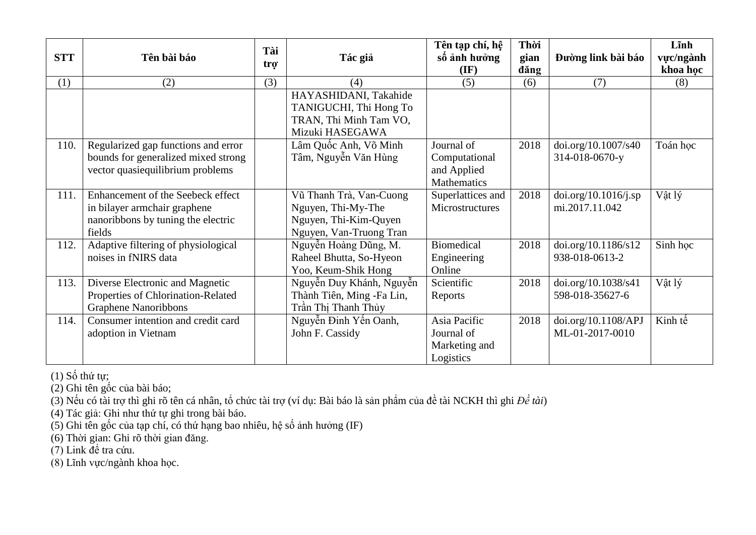| STT | Tên bài báo | Tài trợ | Tác giả | Tên tạp chí, hệ số ảnh hưởng (IF) | Thời gian đăng | Đường link bài báo | Lĩnh vực/ngành khoa học |
|---|---|---|---|---|---|---|---|
| (1) | (2) | (3) | (4) | (5) | (6) | (7) | (8) |
| | | | HAYASHIDANI, Takahide TANIGUCHI, Thi Hong To TRAN, Thi Minh Tam VO, Mizuki HASEGAWA | | | | |
| 110. | Regularized gap functions and error bounds for generalized mixed strong vector quasiequilibrium problems | | Lâm Quốc Anh, Võ Minh Tâm, Nguyễn Văn Hùng | Journal of Computational and Applied Mathematics | 2018 | doi.org/10.1007/s40314-018-0670-y | Toán học |
| 111. | Enhancement of the Seebeck effect in bilayer armchair graphene nanoribbons by tuning the electric fields | | Vũ Thanh Trà, Van-Cuong Nguyen, Thi-My-The Nguyen, Thi-Kim-Quyen Nguyen, Van-Truong Tran | Superlattices and Microstructures | 2018 | doi.org/10.1016/j.spmi.2017.11.042 | Vật lý |
| 112. | Adaptive filtering of physiological noises in fNIRS data | | Nguyễn Hoàng Dũng, M. Raheel Bhutta, So-Hyeon Yoo, Keum-Shik Hong | Biomedical Engineering Online | 2018 | doi.org/10.1186/s12938-018-0613-2 | Sinh học |
| 113. | Diverse Electronic and Magnetic Properties of Chlorination-Related Graphene Nanoribbons | | Nguyễn Duy Khánh, Nguyễn Thành Tiên, Ming -Fa Lin, Trần Thị Thanh Thủy | Scientific Reports | 2018 | doi.org/10.1038/s41598-018-35627-6 | Vật lý |
| 114. | Consumer intention and credit card adoption in Vietnam | | Nguyễn Đinh Yến Oanh, John F. Cassidy | Asia Pacific Journal of Marketing and Logistics | 2018 | doi.org/10.1108/APJML-01-2017-0010 | Kinh tế |

(1) Số thứ tự;
(2) Ghi tên gốc của bài báo;
(3) Nếu có tài trợ thì ghi rõ tên cá nhân, tổ chức tài trợ (ví dụ: Bài báo là sản phẩm của đề tài NCKH thì ghi *Đề tài*)
(4) Tác giả: Ghi như thứ tự ghi trong bài báo.
(5) Ghi tên gốc của tạp chí, có thứ hạng bao nhiêu, hệ số ảnh hưởng (IF)
(6) Thời gian: Ghi rõ thời gian đăng.
(7) Link để tra cứu.
(8) Lĩnh vực/ngành khoa học.